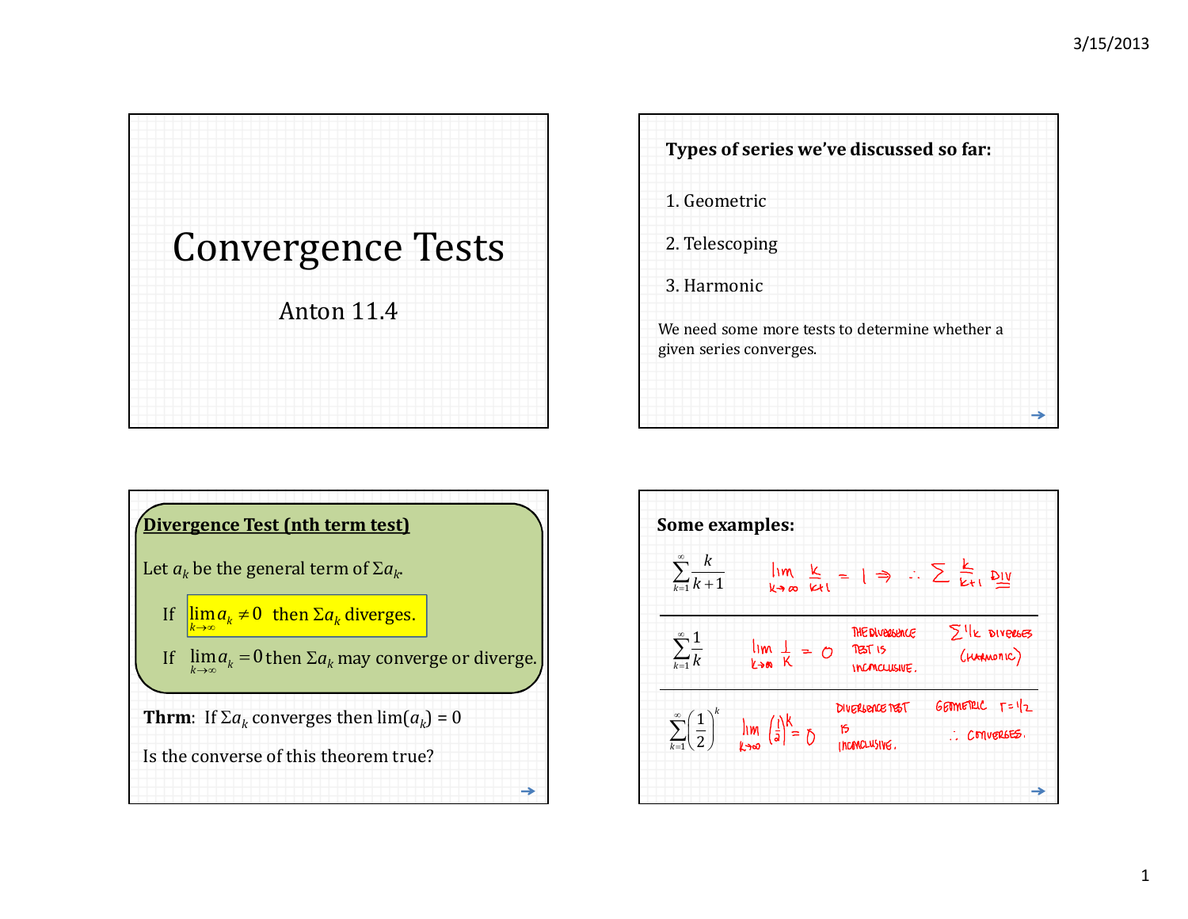# Convergence Tests

Anton 11.4

**Types of series we've discussed so far:**

1. Geometric
2. Telescoping
3. Harmonic

We need some more tests to determine whether a given series converges.

**Divergence Test (nth term test)**

Let $a_k$ be the general term of $\Sigma a_k$.

If $\lim_{k\to\infty} a_k \neq 0$ then $\Sigma a_k$ diverges.

If $\lim_{k\to\infty} a_k = 0$ then $\Sigma a_k$ may converge or diverge.

**Thrm**: If $\Sigma a_k$ converges then $\lim(a_k) = 0$

Is the converse of this theorem true?

**Some examples:**

$\sum_{k=1}^{\infty} \frac{k}{k+1}$ $\quad \lim_{k\to\infty} \frac{k}{k+1} = 1 \Rightarrow \therefore \sum \frac{k}{k+1}$ DIV

$\sum_{k=1}^{\infty} \frac{1}{k}$ $\quad \lim_{k\to\infty} \frac{1}{k} = 0$ THE DIVERGENCE TEST IS INCONCLUSIVE. $\sum 1/k$ DIVERGES (HARMONIC)

$\sum_{k=1}^{\infty} \left(\frac{1}{2}\right)^k$ $\quad \lim_{k\to\infty} \left(\frac{1}{2}\right)^k = 0$ DIVERGENCE TEST IS INCONCLUSIVE. GEOMETRIC $r = 1/2$ $\therefore$ CONVERGES.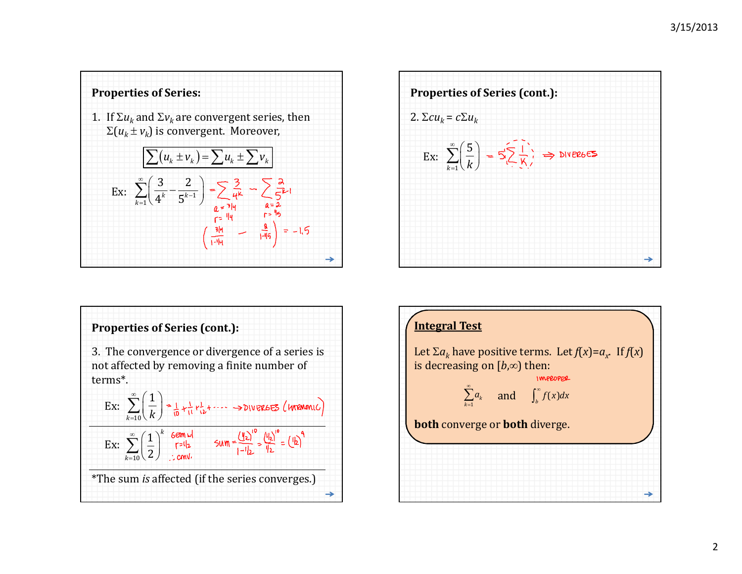## Properties of Series:

1. If $\Sigma u_k$ and $\Sigma v_k$ are convergent series, then $\Sigma(u_k \pm v_k)$ is convergent. Moreover,

$$\boxed{\sum(u_k \pm v_k) = \sum u_k \pm \sum v_k}$$

Ex: $\displaystyle\sum_{k=1}^{\infty}\left(\frac{3}{4^k} - \frac{2}{5^{k-1}}\right) = \sum \frac{3}{4^k} - \sum \frac{2}{5^{k-1}}$

$a = 3/4$, $r = 1/4$; $a = 2$, $r = 1/5$

$\left(\dfrac{3/4}{1-1/4} - \dfrac{2}{1-1/5}\right) = -1.5$

## Properties of Series (cont.):

2. $\Sigma c u_k = c \Sigma u_k$

Ex: $\displaystyle\sum_{k=1}^{\infty}\left(\frac{5}{k}\right) = 5\sum \frac{1}{k} \Rightarrow$ DIVERGES

## Properties of Series (cont.):

3. The convergence or divergence of a series is not affected by removing a finite number of terms*.

Ex: $\displaystyle\sum_{k=10}^{\infty}\left(\frac{1}{k}\right) = \frac{1}{10} + \frac{1}{11} + \frac{1}{12} + \cdots \rightarrow$ DIVERGES (HARMONIC)

Ex: $\displaystyle\sum_{k=10}^{\infty}\left(\frac{1}{2}\right)^k$ GEOM w/ $r = 1/2$ $\therefore$ CONV.

$\text{SUM} = \dfrac{(1/2)^{10}}{1-1/2} = \dfrac{(1/2)^{10}}{1/2} = (1/2)^9$

*The sum *is* affected (if the series converges.)

## Integral Test

Let $\Sigma a_k$ have positive terms. Let $f(x) = a_x$. If $f(x)$ is decreasing on $[b, \infty)$ then:

$$\sum_{k=1}^{\infty} a_k \quad \text{and} \quad \int_b^{\infty} f(x)\,dx \ \text{(IMPROPER)}$$

**both** converge or **both** diverge.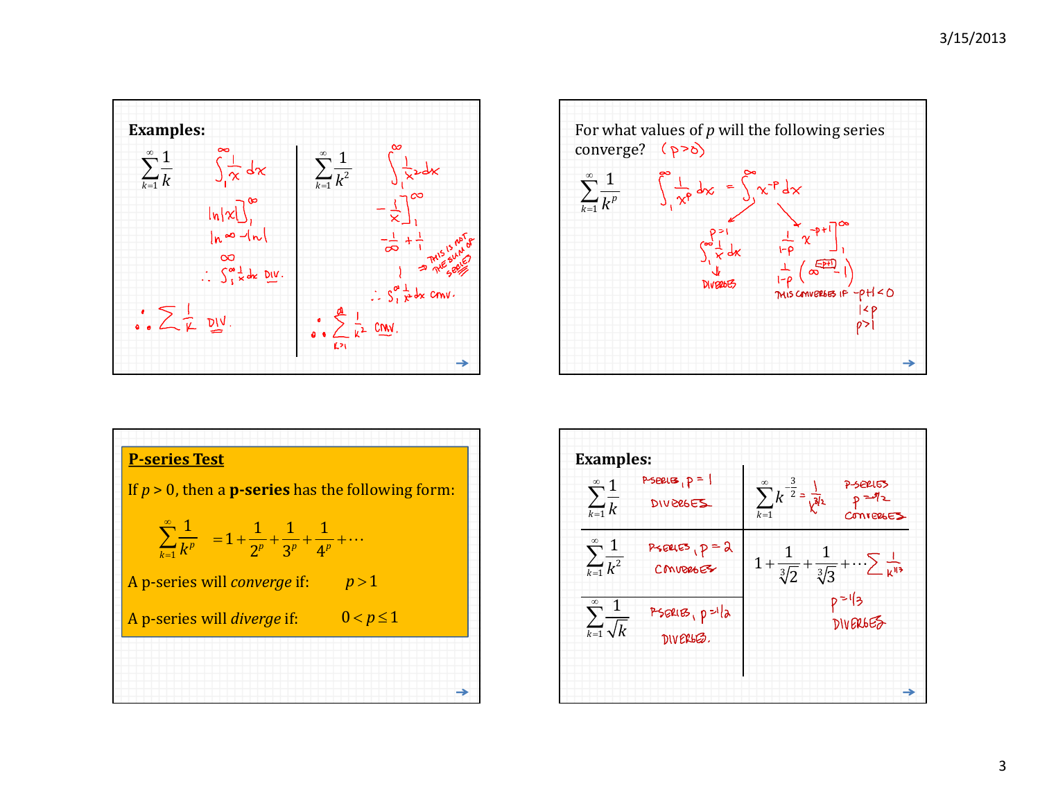**Examples:**

$$\sum_{k=1}^{\infty} \frac{1}{k}$$

$\int_1^{\infty} \frac{1}{x}\,dx$

$\ln|x| \Big]_1^{\infty}$

$\ln \infty - \ln 1$

$\infty$

$\therefore \int_1^{\infty} \frac{1}{x}\,dx$ DIV.

$\therefore \sum \frac{1}{k}$ DIV.

$$\sum_{k=1}^{\infty} \frac{1}{k^2}$$

$\int_1^{\infty} \frac{1}{x^2}\,dx$

$-\frac{1}{x}\Big]_1^{\infty}$

$-\frac{1}{\infty} + \frac{1}{1}$

$1$ ⇒ THIS IS NOT THE SUM OF THE SERIES

$\therefore \int_1^{\infty} \frac{1}{x^2}\,dx$ CONV.

$\therefore \sum_{k=1}^{\infty} \frac{1}{k^2}$ CONV.

---

For what values of $p$ will the following series converge? $(p>0)$

$$\sum_{k=1}^{\infty} \frac{1}{k^p}$$

$\int_1^{\infty} \frac{1}{x^p}\,dx = \int_1^{\infty} x^{-p}\,dx$

$p=1$: $\int_1^{\infty} \frac{1}{x}\,dx$ ⇓ DIVERGES

$\frac{1}{1-p} x^{-p+1}\Big]_1^{\infty}$

$\frac{1}{1-p}\left(\infty^{-p+1} - 1\right)$

THIS CONVERGES IF $-p+1<0$

$1<p$

$p>1$

---

**P-series Test**

If $p > 0$, then a **p-series** has the following form:

$$\sum_{k=1}^{\infty} \frac{1}{k^p} = 1 + \frac{1}{2^p} + \frac{1}{3^p} + \frac{1}{4^p} + \cdots$$

A p-series will *converge* if: $p > 1$

A p-series will *diverge* if: $0 < p \le 1$

---

**Examples:**

$\sum_{k=1}^{\infty} \frac{1}{k}$ — P-SERIES, $p = 1$, DIVERGES

$\sum_{k=1}^{\infty} k^{-\frac{3}{2}} = \frac{1}{k^{3/2}}$ — P-SERIES, $p = 3/2$, CONVERGES

$\sum_{k=1}^{\infty} \frac{1}{k^2}$ — P-SERIES, $p = 2$, CONVERGES

$1 + \frac{1}{\sqrt[3]{2}} + \frac{1}{\sqrt[3]{3}} + \cdots \sum \frac{1}{k^{1/3}}$ — $p = 1/3$, DIVERGES

$\sum_{k=1}^{\infty} \frac{1}{\sqrt{k}}$ — P-SERIES, $p = 1/2$, DIVERGES.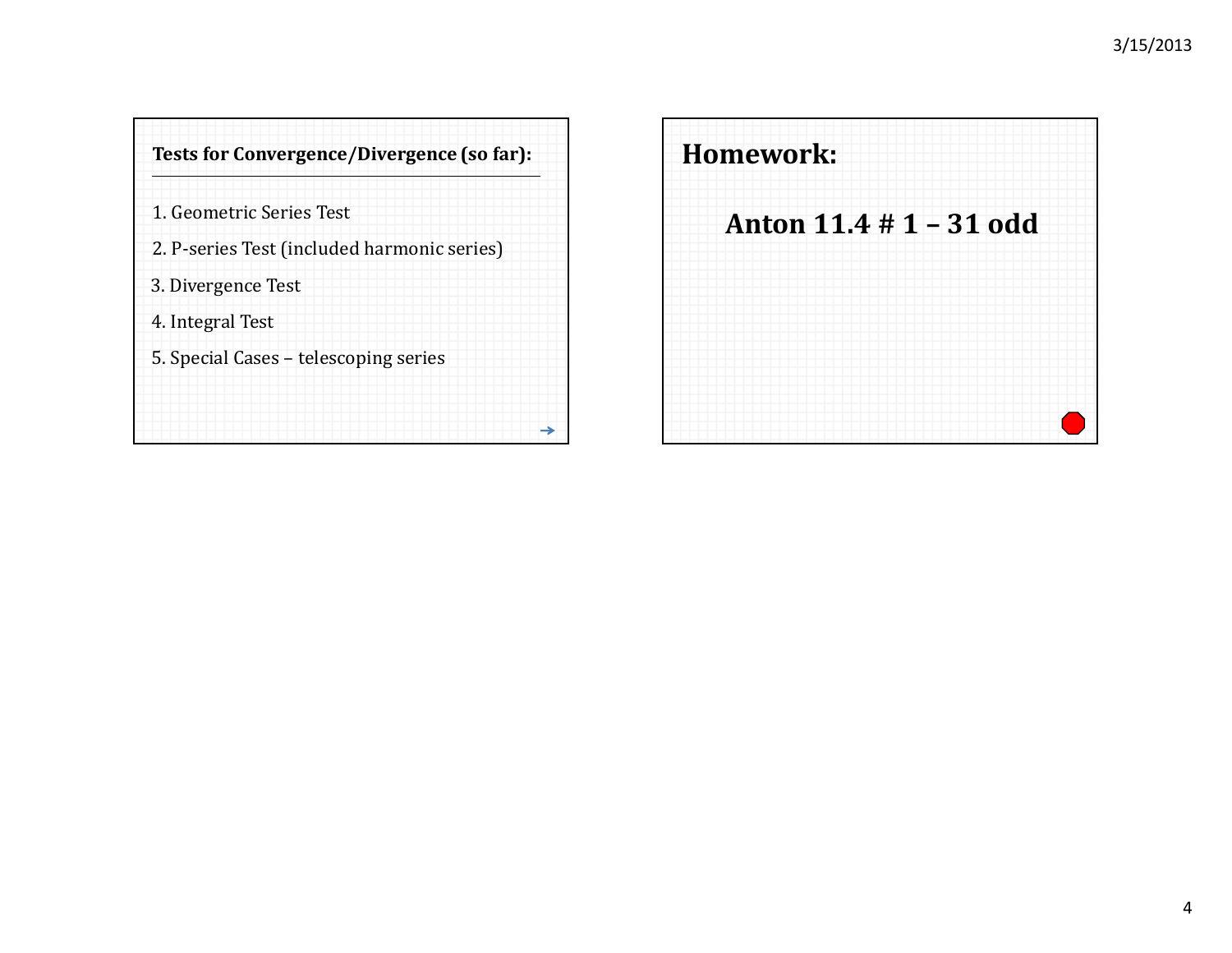**Tests for Convergence/Divergence (so far):**

1. Geometric Series Test
2. P-series Test (included harmonic series)
3. Divergence Test
4. Integral Test
5. Special Cases – telescoping series

## Homework:

**Anton 11.4 # 1 – 31 odd**